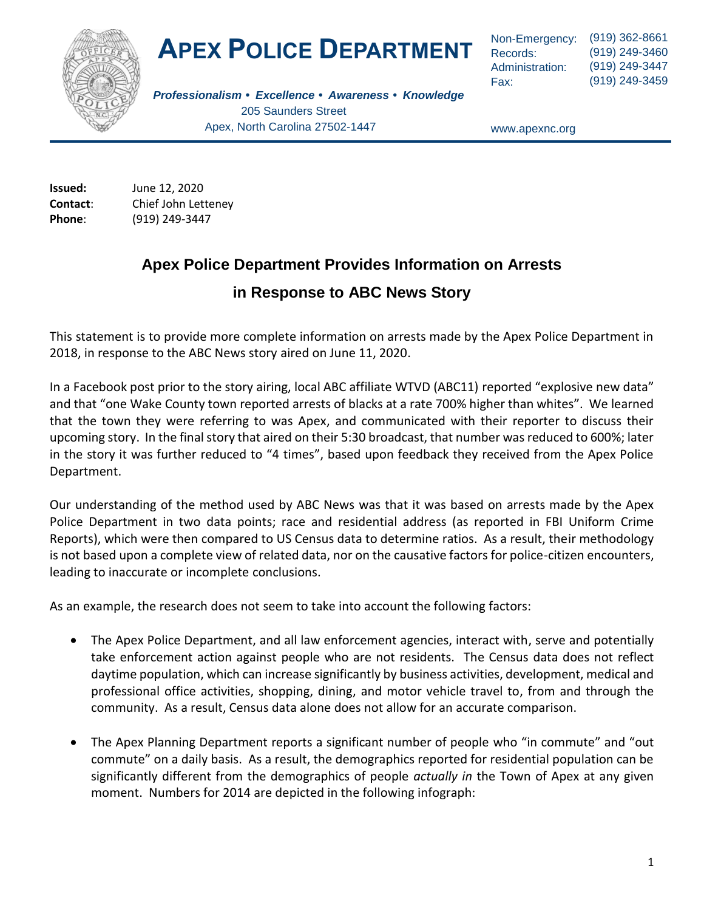# APEX POLICE DEPARTMENT

***Professionalism • Excellence • Awareness • Knowledge***

205 Saunders Street
Apex, North Carolina 27502-1447

Non-Emergency: (919) 362-8661
Records: (919) 249-3460
Administration: (919) 249-3447
Fax: (919) 249-3459

www.apexnc.org

**Issued:** June 12, 2020
**Contact:** Chief John Letteney
**Phone:** (919) 249-3447

## Apex Police Department Provides Information on Arrests in Response to ABC News Story

This statement is to provide more complete information on arrests made by the Apex Police Department in 2018, in response to the ABC News story aired on June 11, 2020.

In a Facebook post prior to the story airing, local ABC affiliate WTVD (ABC11) reported "explosive new data" and that "one Wake County town reported arrests of blacks at a rate 700% higher than whites". We learned that the town they were referring to was Apex, and communicated with their reporter to discuss their upcoming story. In the final story that aired on their 5:30 broadcast, that number was reduced to 600%; later in the story it was further reduced to "4 times", based upon feedback they received from the Apex Police Department.

Our understanding of the method used by ABC News was that it was based on arrests made by the Apex Police Department in two data points; race and residential address (as reported in FBI Uniform Crime Reports), which were then compared to US Census data to determine ratios. As a result, their methodology is not based upon a complete view of related data, nor on the causative factors for police-citizen encounters, leading to inaccurate or incomplete conclusions.

As an example, the research does not seem to take into account the following factors:

- The Apex Police Department, and all law enforcement agencies, interact with, serve and potentially take enforcement action against people who are not residents. The Census data does not reflect daytime population, which can increase significantly by business activities, development, medical and professional office activities, shopping, dining, and motor vehicle travel to, from and through the community. As a result, Census data alone does not allow for an accurate comparison.
- The Apex Planning Department reports a significant number of people who "in commute" and "out commute" on a daily basis. As a result, the demographics reported for residential population can be significantly different from the demographics of people *actually in* the Town of Apex at any given moment. Numbers for 2014 are depicted in the following infograph: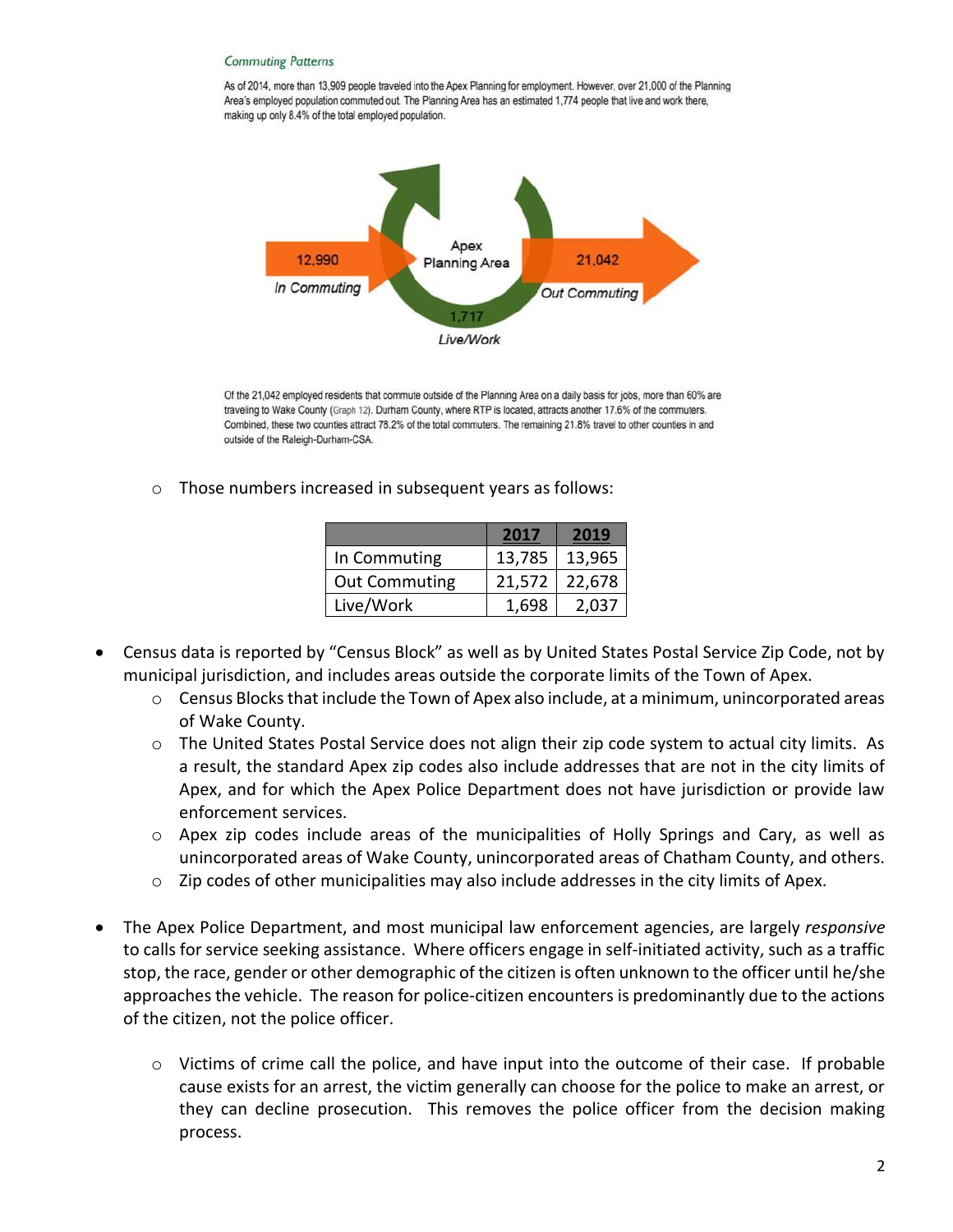### *Commuting Patterns*

As of 2014, more than 13,909 people traveled into the Apex Planning for employment. However, over 21,000 of the Planning Area's employed population commuted out. The Planning Area has an estimated 1,774 people that live and work there, making up only 8.4% of the total employed population.

12,990 In Commuting

Apex Planning Area

21,042 Out Commuting

1,717 Live/Work

Of the 21,042 employed residents that commute outside of the Planning Area on a daily basis for jobs, more than 60% are traveling to Wake County (Graph 12). Durham County, where RTP is located, attracts another 17.6% of the commuters. Combined, these two counties attract 78.2% of the total commuters. The remaining 21.8% travel to other counties in and outside of the Raleigh-Durham-CSA.

- Those numbers increased in subsequent years as follows:

| | 2017 | 2019 |
|---|---|---|
| In Commuting | 13,785 | 13,965 |
| Out Commuting | 21,572 | 22,678 |
| Live/Work | 1,698 | 2,037 |

- Census data is reported by "Census Block" as well as by United States Postal Service Zip Code, not by municipal jurisdiction, and includes areas outside the corporate limits of the Town of Apex.
  - Census Blocks that include the Town of Apex also include, at a minimum, unincorporated areas of Wake County.
  - The United States Postal Service does not align their zip code system to actual city limits. As a result, the standard Apex zip codes also include addresses that are not in the city limits of Apex, and for which the Apex Police Department does not have jurisdiction or provide law enforcement services.
  - Apex zip codes include areas of the municipalities of Holly Springs and Cary, as well as unincorporated areas of Wake County, unincorporated areas of Chatham County, and others.
  - Zip codes of other municipalities may also include addresses in the city limits of Apex.

- The Apex Police Department, and most municipal law enforcement agencies, are largely *responsive* to calls for service seeking assistance. Where officers engage in self-initiated activity, such as a traffic stop, the race, gender or other demographic of the citizen is often unknown to the officer until he/she approaches the vehicle. The reason for police-citizen encounters is predominantly due to the actions of the citizen, not the police officer.

  - Victims of crime call the police, and have input into the outcome of their case. If probable cause exists for an arrest, the victim generally can choose for the police to make an arrest, or they can decline prosecution. This removes the police officer from the decision making process.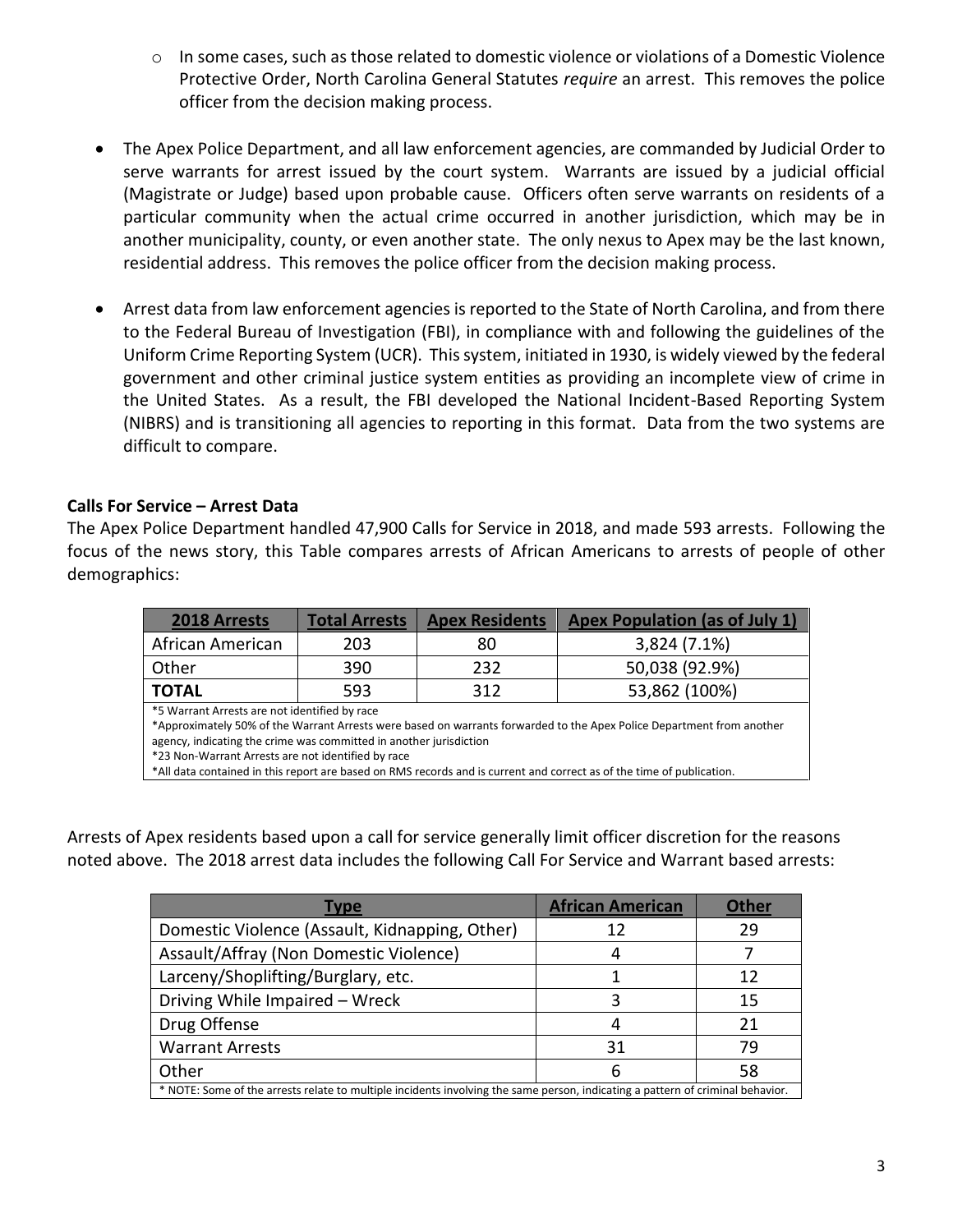- In some cases, such as those related to domestic violence or violations of a Domestic Violence Protective Order, North Carolina General Statutes *require* an arrest. This removes the police officer from the decision making process.

- The Apex Police Department, and all law enforcement agencies, are commanded by Judicial Order to serve warrants for arrest issued by the court system. Warrants are issued by a judicial official (Magistrate or Judge) based upon probable cause. Officers often serve warrants on residents of a particular community when the actual crime occurred in another jurisdiction, which may be in another municipality, county, or even another state. The only nexus to Apex may be the last known, residential address. This removes the police officer from the decision making process.

- Arrest data from law enforcement agencies is reported to the State of North Carolina, and from there to the Federal Bureau of Investigation (FBI), in compliance with and following the guidelines of the Uniform Crime Reporting System (UCR). This system, initiated in 1930, is widely viewed by the federal government and other criminal justice system entities as providing an incomplete view of crime in the United States. As a result, the FBI developed the National Incident-Based Reporting System (NIBRS) and is transitioning all agencies to reporting in this format. Data from the two systems are difficult to compare.

**Calls For Service – Arrest Data**

The Apex Police Department handled 47,900 Calls for Service in 2018, and made 593 arrests. Following the focus of the news story, this Table compares arrests of African Americans to arrests of people of other demographics:

| 2018 Arrests | Total Arrests | Apex Residents | Apex Population (as of July 1) |
|---|---|---|---|
| African American | 203 | 80 | 3,824 (7.1%) |
| Other | 390 | 232 | 50,038 (92.9%) |
| **TOTAL** | 593 | 312 | 53,862 (100%) |

*5 Warrant Arrests are not identified by race
*Approximately 50% of the Warrant Arrests were based on warrants forwarded to the Apex Police Department from another agency, indicating the crime was committed in another jurisdiction
*23 Non-Warrant Arrests are not identified by race
*All data contained in this report are based on RMS records and is current and correct as of the time of publication.

Arrests of Apex residents based upon a call for service generally limit officer discretion for the reasons noted above. The 2018 arrest data includes the following Call For Service and Warrant based arrests:

| Type | African American | Other |
|---|---|---|
| Domestic Violence (Assault, Kidnapping, Other) | 12 | 29 |
| Assault/Affray (Non Domestic Violence) | 4 | 7 |
| Larceny/Shoplifting/Burglary, etc. | 1 | 12 |
| Driving While Impaired – Wreck | 3 | 15 |
| Drug Offense | 4 | 21 |
| Warrant Arrests | 31 | 79 |
| Other | 6 | 58 |

* NOTE: Some of the arrests relate to multiple incidents involving the same person, indicating a pattern of criminal behavior.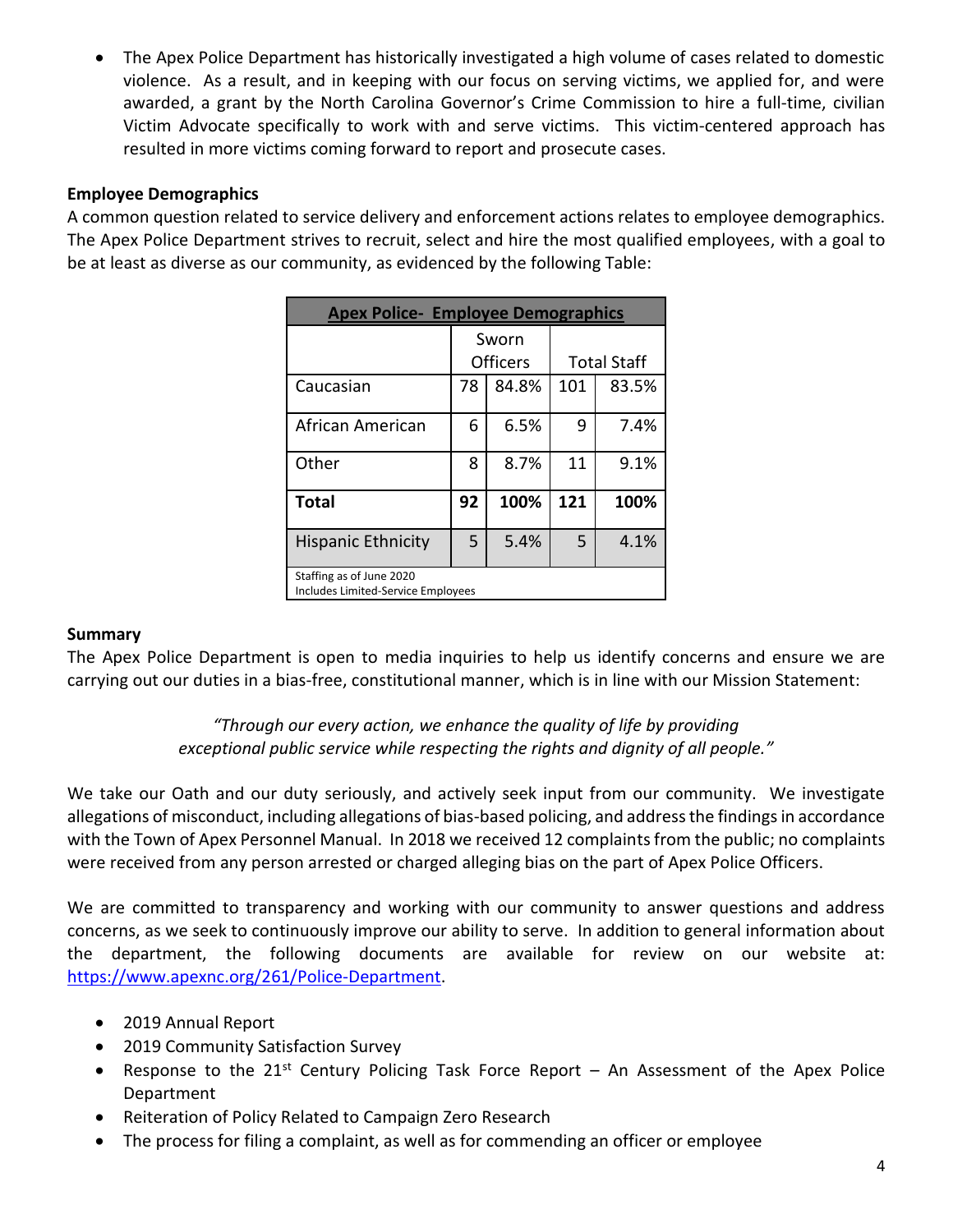- The Apex Police Department has historically investigated a high volume of cases related to domestic violence. As a result, and in keeping with our focus on serving victims, we applied for, and were awarded, a grant by the North Carolina Governor's Crime Commission to hire a full-time, civilian Victim Advocate specifically to work with and serve victims. This victim-centered approach has resulted in more victims coming forward to report and prosecute cases.

**Employee Demographics**

A common question related to service delivery and enforcement actions relates to employee demographics. The Apex Police Department strives to recruit, select and hire the most qualified employees, with a goal to be at least as diverse as our community, as evidenced by the following Table:

| Apex Police- Employee Demographics | | | | |
|---|---|---|---|---|
| | Sworn Officers | | Total Staff | |
| Caucasian | 78 | 84.8% | 101 | 83.5% |
| African American | 6 | 6.5% | 9 | 7.4% |
| Other | 8 | 8.7% | 11 | 9.1% |
| **Total** | **92** | **100%** | **121** | **100%** |
| Hispanic Ethnicity | 5 | 5.4% | 5 | 4.1% |
| Staffing as of June 2020<br>Includes Limited-Service Employees | | | | |

**Summary**

The Apex Police Department is open to media inquiries to help us identify concerns and ensure we are carrying out our duties in a bias-free, constitutional manner, which is in line with our Mission Statement:

> *"Through our every action, we enhance the quality of life by providing exceptional public service while respecting the rights and dignity of all people."*

We take our Oath and our duty seriously, and actively seek input from our community. We investigate allegations of misconduct, including allegations of bias-based policing, and address the findings in accordance with the Town of Apex Personnel Manual. In 2018 we received 12 complaints from the public; no complaints were received from any person arrested or charged alleging bias on the part of Apex Police Officers.

We are committed to transparency and working with our community to answer questions and address concerns, as we seek to continuously improve our ability to serve. In addition to general information about the department, the following documents are available for review on our website at: https://www.apexnc.org/261/Police-Department.

- 2019 Annual Report
- 2019 Community Satisfaction Survey
- Response to the 21st Century Policing Task Force Report – An Assessment of the Apex Police Department
- Reiteration of Policy Related to Campaign Zero Research
- The process for filing a complaint, as well as for commending an officer or employee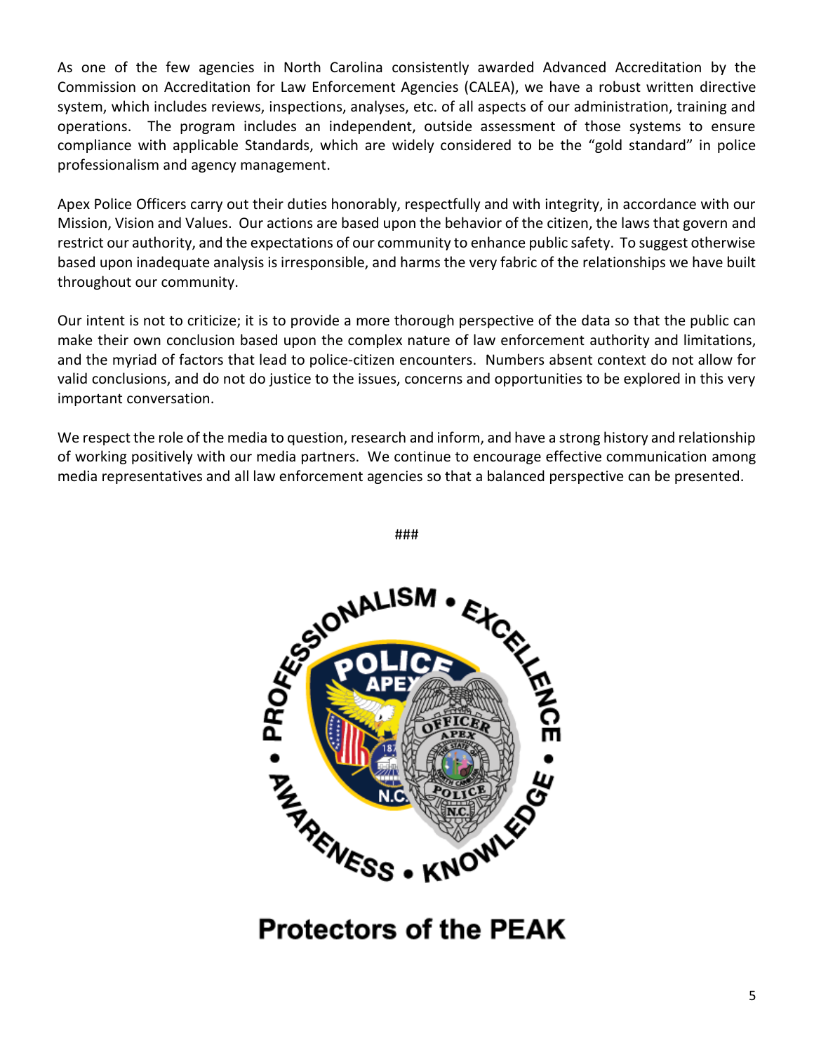As one of the few agencies in North Carolina consistently awarded Advanced Accreditation by the Commission on Accreditation for Law Enforcement Agencies (CALEA), we have a robust written directive system, which includes reviews, inspections, analyses, etc. of all aspects of our administration, training and operations. The program includes an independent, outside assessment of those systems to ensure compliance with applicable Standards, which are widely considered to be the "gold standard" in police professionalism and agency management.

Apex Police Officers carry out their duties honorably, respectfully and with integrity, in accordance with our Mission, Vision and Values. Our actions are based upon the behavior of the citizen, the laws that govern and restrict our authority, and the expectations of our community to enhance public safety. To suggest otherwise based upon inadequate analysis is irresponsible, and harms the very fabric of the relationships we have built throughout our community.

Our intent is not to criticize; it is to provide a more thorough perspective of the data so that the public can make their own conclusion based upon the complex nature of law enforcement authority and limitations, and the myriad of factors that lead to police-citizen encounters. Numbers absent context do not allow for valid conclusions, and do not do justice to the issues, concerns and opportunities to be explored in this very important conversation.

We respect the role of the media to question, research and inform, and have a strong history and relationship of working positively with our media partners. We continue to encourage effective communication among media representatives and all law enforcement agencies so that a balanced perspective can be presented.

###

PROFESSIONALISM • EXCELLENCE • AWARENESS • KNOWLEDGE

**Protectors of the PEAK**